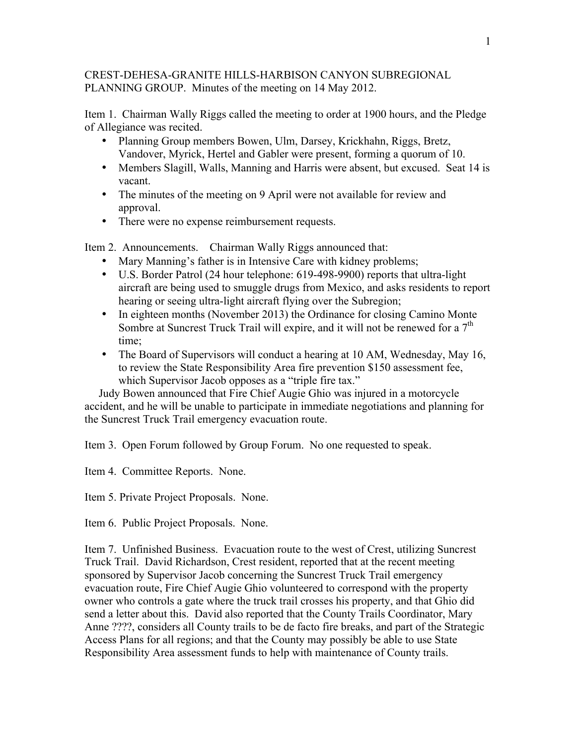CREST-DEHESA-GRANITE HILLS-HARBISON CANYON SUBREGIONAL PLANNING GROUP. Minutes of the meeting on 14 May 2012.

Item 1. Chairman Wally Riggs called the meeting to order at 1900 hours, and the Pledge of Allegiance was recited.

- Planning Group members Bowen, Ulm, Darsey, Krickhahn, Riggs, Bretz, Vandover, Myrick, Hertel and Gabler were present, forming a quorum of 10.
- Members Slagill, Walls, Manning and Harris were absent, but excused. Seat 14 is vacant.
- The minutes of the meeting on 9 April were not available for review and approval.
- There were no expense reimbursement requests.

Item 2. Announcements. Chairman Wally Riggs announced that:

- Mary Manning's father is in Intensive Care with kidney problems;
- U.S. Border Patrol (24 hour telephone: 619-498-9900) reports that ultra-light aircraft are being used to smuggle drugs from Mexico, and asks residents to report hearing or seeing ultra-light aircraft flying over the Subregion;
- In eighteen months (November 2013) the Ordinance for closing Camino Monte Sombre at Suncrest Truck Trail will expire, and it will not be renewed for a 7th time;
- The Board of Supervisors will conduct a hearing at 10 AM, Wednesday, May 16, to review the State Responsibility Area fire prevention $150 assessment fee, which Supervisor Jacob opposes as a "triple fire tax."

Judy Bowen announced that Fire Chief Augie Ghio was injured in a motorcycle accident, and he will be unable to participate in immediate negotiations and planning for the Suncrest Truck Trail emergency evacuation route.

Item 3. Open Forum followed by Group Forum. No one requested to speak.

Item 4. Committee Reports. None.

Item 5. Private Project Proposals. None.

Item 6. Public Project Proposals. None.

Item 7. Unfinished Business. Evacuation route to the west of Crest, utilizing Suncrest Truck Trail. David Richardson, Crest resident, reported that at the recent meeting sponsored by Supervisor Jacob concerning the Suncrest Truck Trail emergency evacuation route, Fire Chief Augie Ghio volunteered to correspond with the property owner who controls a gate where the truck trail crosses his property, and that Ghio did send a letter about this. David also reported that the County Trails Coordinator, Mary Anne ????, considers all County trails to be de facto fire breaks, and part of the Strategic Access Plans for all regions; and that the County may possibly be able to use State Responsibility Area assessment funds to help with maintenance of County trails.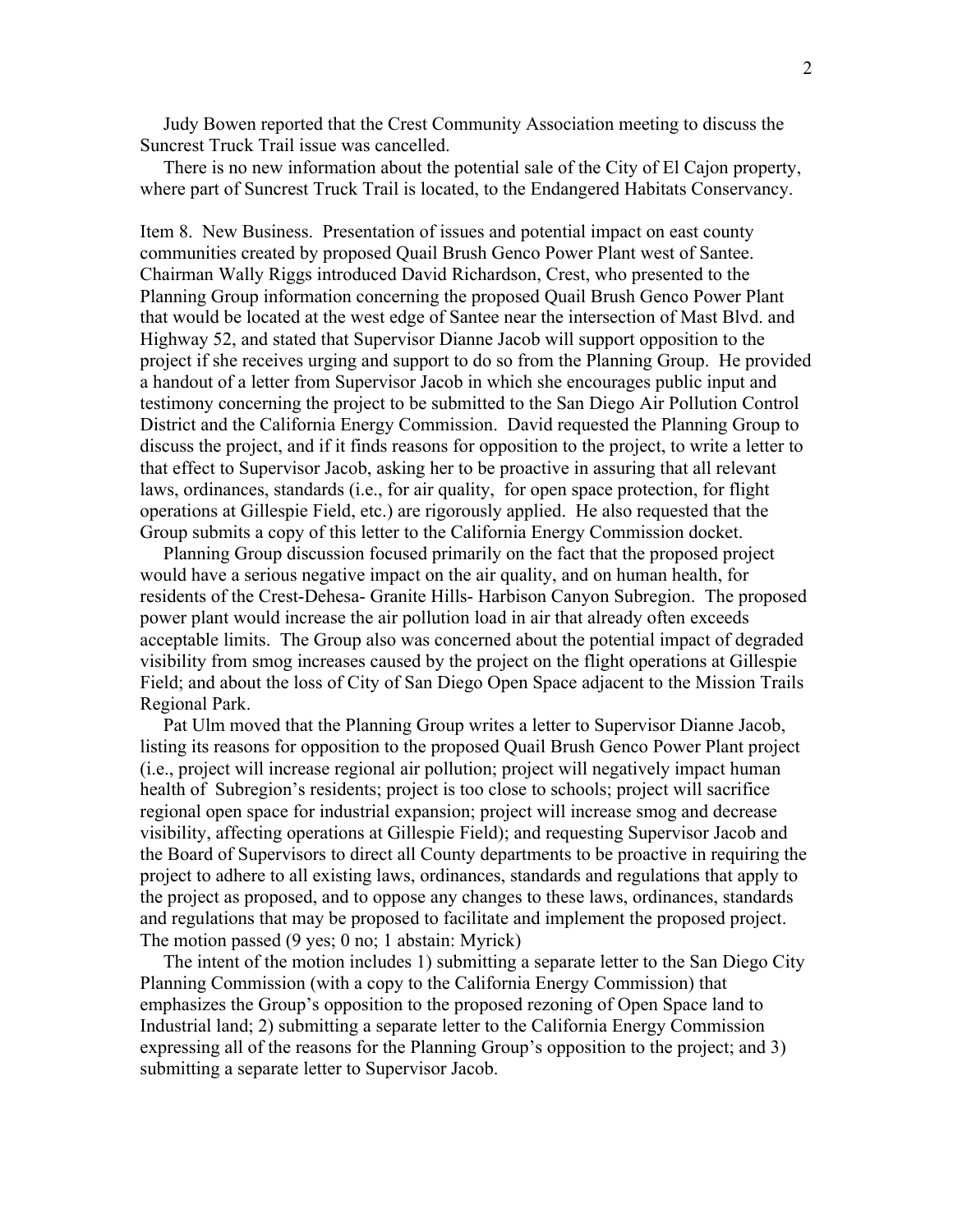Judy Bowen reported that the Crest Community Association meeting to discuss the Suncrest Truck Trail issue was cancelled.

There is no new information about the potential sale of the City of El Cajon property, where part of Suncrest Truck Trail is located, to the Endangered Habitats Conservancy.

Item 8. New Business. Presentation of issues and potential impact on east county communities created by proposed Quail Brush Genco Power Plant west of Santee. Chairman Wally Riggs introduced David Richardson, Crest, who presented to the Planning Group information concerning the proposed Quail Brush Genco Power Plant that would be located at the west edge of Santee near the intersection of Mast Blvd. and Highway 52, and stated that Supervisor Dianne Jacob will support opposition to the project if she receives urging and support to do so from the Planning Group. He provided a handout of a letter from Supervisor Jacob in which she encourages public input and testimony concerning the project to be submitted to the San Diego Air Pollution Control District and the California Energy Commission. David requested the Planning Group to discuss the project, and if it finds reasons for opposition to the project, to write a letter to that effect to Supervisor Jacob, asking her to be proactive in assuring that all relevant laws, ordinances, standards (i.e., for air quality, for open space protection, for flight operations at Gillespie Field, etc.) are rigorously applied. He also requested that the Group submits a copy of this letter to the California Energy Commission docket.

Planning Group discussion focused primarily on the fact that the proposed project would have a serious negative impact on the air quality, and on human health, for residents of the Crest-Dehesa- Granite Hills- Harbison Canyon Subregion. The proposed power plant would increase the air pollution load in air that already often exceeds acceptable limits. The Group also was concerned about the potential impact of degraded visibility from smog increases caused by the project on the flight operations at Gillespie Field; and about the loss of City of San Diego Open Space adjacent to the Mission Trails Regional Park.

Pat Ulm moved that the Planning Group writes a letter to Supervisor Dianne Jacob, listing its reasons for opposition to the proposed Quail Brush Genco Power Plant project (i.e., project will increase regional air pollution; project will negatively impact human health of Subregion's residents; project is too close to schools; project will sacrifice regional open space for industrial expansion; project will increase smog and decrease visibility, affecting operations at Gillespie Field); and requesting Supervisor Jacob and the Board of Supervisors to direct all County departments to be proactive in requiring the project to adhere to all existing laws, ordinances, standards and regulations that apply to the project as proposed, and to oppose any changes to these laws, ordinances, standards and regulations that may be proposed to facilitate and implement the proposed project. The motion passed (9 yes; 0 no; 1 abstain: Myrick)

The intent of the motion includes 1) submitting a separate letter to the San Diego City Planning Commission (with a copy to the California Energy Commission) that emphasizes the Group's opposition to the proposed rezoning of Open Space land to Industrial land; 2) submitting a separate letter to the California Energy Commission expressing all of the reasons for the Planning Group's opposition to the project; and 3) submitting a separate letter to Supervisor Jacob.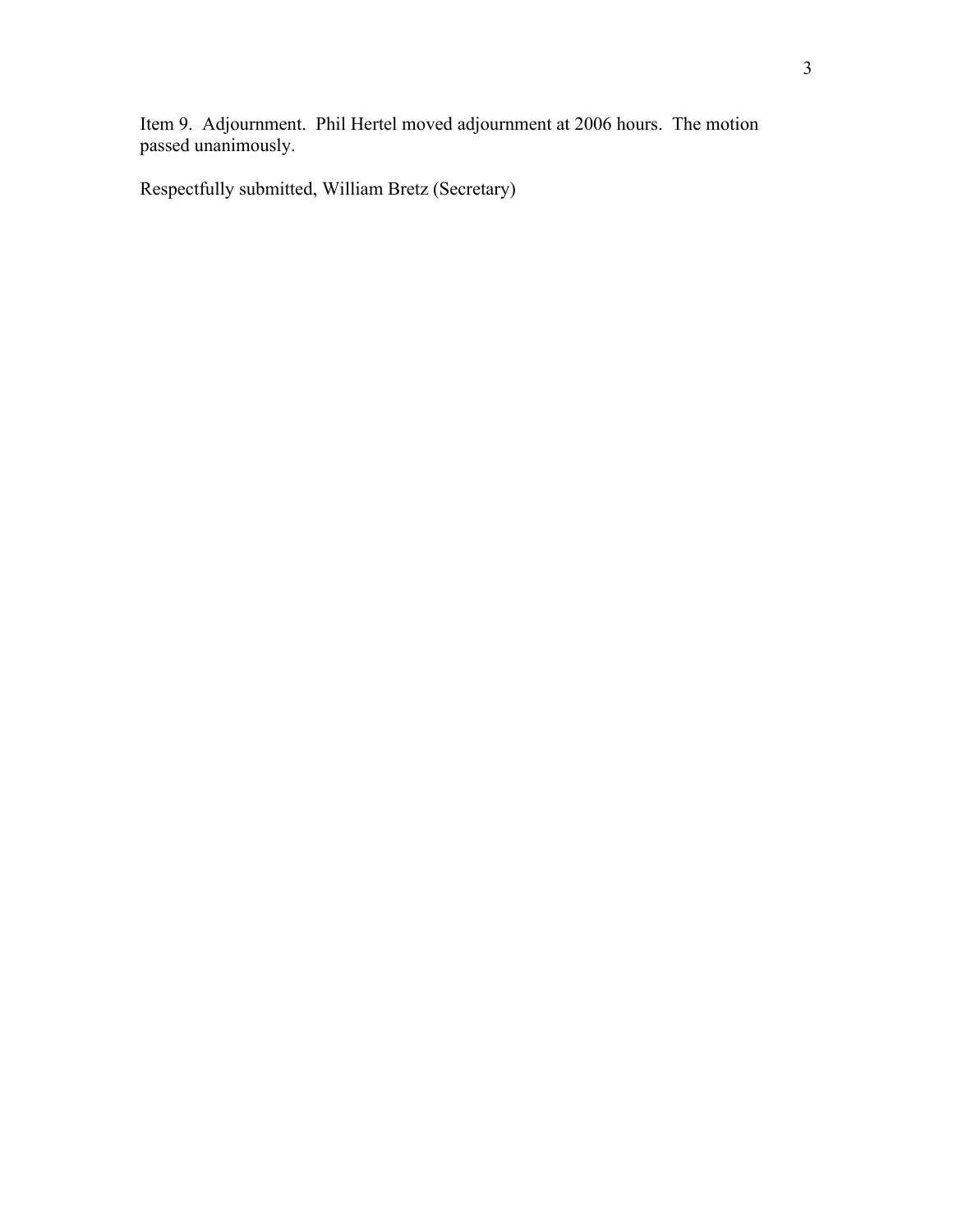Item 9. Adjournment. Phil Hertel moved adjournment at 2006 hours. The motion passed unanimously.

Respectfully submitted, William Bretz (Secretary)